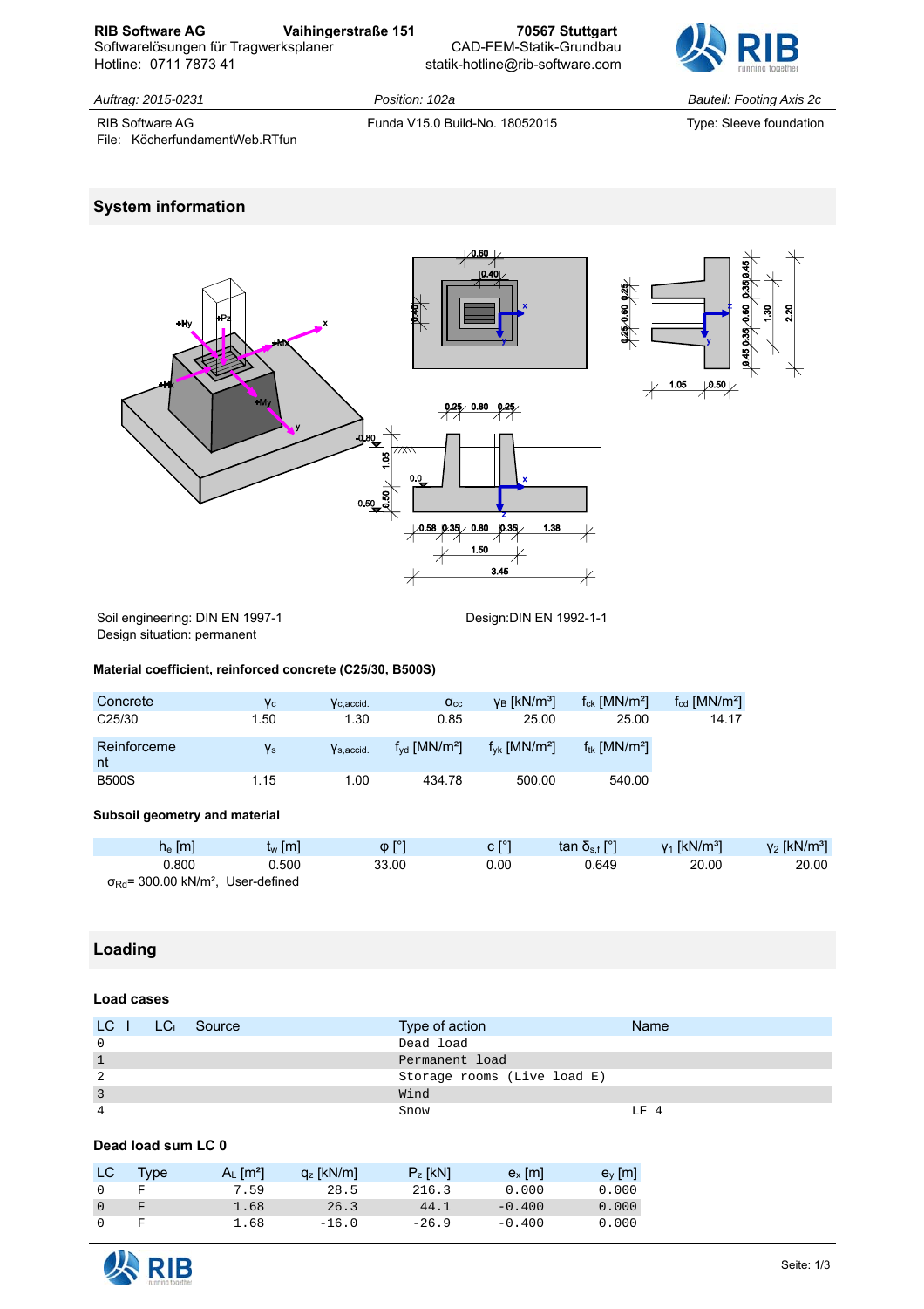RIB Software AG Vaihingerstraße 151 70567 Stuttgart
Softwarelösungen für Tragwerksplaner CAD-FEM-Statik-Grundbau
Hotline: 0711 7873 41 statik-hotline@rib-software.com

*Auftrag: 2015-0231* *Position: 102a* *Bauteil: Footing Axis 2c*

RIB Software AG Funda V15.0 Build-No. 18052015 Type: Sleeve foundation
File: KöcherfundamentWeb.RTfun

## System information

Soil engineering: DIN EN 1997-1
Design situation: permanent

Design:DIN EN 1992-1-1

### Material coefficient, reinforced concrete (C25/30, B500S)

| Concrete | $\gamma_c$ | $\gamma_{c,accid.}$ | $\alpha_{cc}$ | $\gamma_B$ [kN/m³] | $f_{ck}$ [MN/m²] | $f_{cd}$ [MN/m²] |
|---|---|---|---|---|---|---|
| C25/30 | 1.50 | 1.30 | 0.85 | 25.00 | 25.00 | 14.17 |

| Reinforcement | $\gamma_s$ | $\gamma_{s,accid.}$ | $f_{yd}$ [MN/m²] | $f_{yk}$ [MN/m²] | $f_{tk}$ [MN/m²] |
|---|---|---|---|---|---|
| B500S | 1.15 | 1.00 | 434.78 | 500.00 | 540.00 |

### Subsoil geometry and material

| $h_e$ [m] | $t_w$ [m] | φ [°] | c [°] | tan $\delta_{s,f}$ [°] | $\gamma_1$ [kN/m³] | $\gamma_2$ [kN/m³] |
|---|---|---|---|---|---|---|
| 0.800 | 0.500 | 33.00 | 0.00 | 0.649 | 20.00 | 20.00 |

$\sigma_{Rd}$= 300.00 kN/m², User-defined

## Loading

### Load cases

| LC l | LC$_l$ | Source | Type of action | Name |
|---|---|---|---|---|
| 0 | | | Dead load | |
| 1 | | | Permanent load | |
| 2 | | | Storage rooms (Live load E) | |
| 3 | | | Wind | |
| 4 | | | Snow | LF 4 |

### Dead load sum LC 0

| LC | Type | $A_L$ [m²] | $q_z$ [kN/m] | $P_z$ [kN] | $e_x$ [m] | $e_y$ [m] |
|---|---|---|---|---|---|---|
| 0 | F | 7.59 | 28.5 | 216.3 | 0.000 | 0.000 |
| 0 | F | 1.68 | 26.3 | 44.1 | -0.400 | 0.000 |
| 0 | F | 1.68 | -16.0 | -26.9 | -0.400 | 0.000 |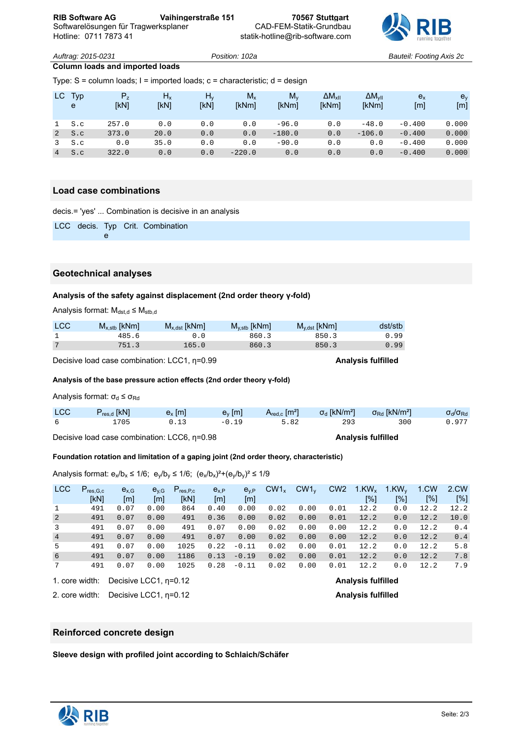*Auftrag: 2015-0231* *Position: 102a* *Bauteil: Footing Axis 2c*

**Column loads and imported loads**

Type: S = column loads; I = imported loads; c = characteristic; d = design

| LC | Type | $P_z$ [kN] | $H_x$ [kN] | $H_y$ [kN] | $M_x$ [kNm] | $M_y$ [kNm] | $\Delta M_{xII}$ [kNm] | $\Delta M_{yII}$ [kNm] | $e_x$ [m] | $e_y$ [m] |
|---|---|---|---|---|---|---|---|---|---|---|
| 1 | S.c | 257.0 | 0.0 | 0.0 | 0.0 | -96.0 | 0.0 | -48.0 | -0.400 | 0.000 |
| 2 | S.c | 373.0 | 20.0 | 0.0 | 0.0 | -180.0 | 0.0 | -106.0 | -0.400 | 0.000 |
| 3 | S.c | 0.0 | 35.0 | 0.0 | 0.0 | -90.0 | 0.0 | 0.0 | -0.400 | 0.000 |
| 4 | S.c | 322.0 | 0.0 | 0.0 | -220.0 | 0.0 | 0.0 | 0.0 | -0.400 | 0.000 |

## Load case combinations

decis.= 'yes' ... Combination is decisive in an analysis

| LCC | decis. | Type | Crit. | Combination |
|---|---|---|---|---|

## Geotechnical analyses

**Analysis of the safety against displacement (2nd order theory γ-fold)**

Analysis format: $M_{dst,d} \leq M_{stb,d}$

| LCC | $M_{x,stb}$ [kNm] | $M_{x,dst}$ [kNm] | $M_{y,stb}$ [kNm] | $M_{y,dst}$ [kNm] | dst/stb |
|---|---|---|---|---|---|
| 1 | 485.6 | 0.0 | 860.3 | 850.3 | 0.99 |
| 7 | 751.3 | 165.0 | 860.3 | 850.3 | 0.99 |

Decisive load case combination: LCC1, η=0.99 **Analysis fulfilled**

**Analysis of the base pressure action effects (2nd order theory γ-fold)**

Analysis format: $\sigma_d \leq \sigma_{Rd}$

| LCC | $P_{res,d}$ [kN] | $e_x$ [m] | $e_y$ [m] | $A_{red,c}$ [m²] | $\sigma_d$ [kN/m²] | $\sigma_{Rd}$ [kN/m²] | $\sigma_d/\sigma_{Rd}$ |
|---|---|---|---|---|---|---|---|
| 6 | 1705 | 0.13 | -0.19 | 5.82 | 293 | 300 | 0.977 |

Decisive load case combination: LCC6, η=0.98 **Analysis fulfilled**

**Foundation rotation and limitation of a gaping joint (2nd order theory, characteristic)**

Analysis format: $e_x/b_x \leq 1/6$; $e_y/b_y \leq 1/6$; $(e_x/b_x)^2+(e_y/b_y)^2 \leq 1/9$

| LCC | $P_{res,G,c}$ [kN] | $e_{x,G}$ [m] | $e_{y,G}$ [m] | $P_{res,P,c}$ [kN] | $e_{x,P}$ [m] | $e_{y,P}$ [m] | $CW1_x$ | $CW1_y$ | CW2 | $1.KW_x$ [%] | $1.KW_y$ [%] | 1.CW [%] | 2.CW [%] |
|---|---|---|---|---|---|---|---|---|---|---|---|---|---|
| 1 | 491 | 0.07 | 0.00 | 864 | 0.40 | 0.00 | 0.02 | 0.00 | 0.01 | 12.2 | 0.0 | 12.2 | 12.2 |
| 2 | 491 | 0.07 | 0.00 | 491 | 0.36 | 0.00 | 0.02 | 0.00 | 0.01 | 12.2 | 0.0 | 12.2 | 10.0 |
| 3 | 491 | 0.07 | 0.00 | 491 | 0.07 | 0.00 | 0.02 | 0.00 | 0.00 | 12.2 | 0.0 | 12.2 | 0.4 |
| 4 | 491 | 0.07 | 0.00 | 491 | 0.07 | 0.00 | 0.02 | 0.00 | 0.00 | 12.2 | 0.0 | 12.2 | 0.4 |
| 5 | 491 | 0.07 | 0.00 | 1025 | 0.22 | -0.11 | 0.02 | 0.00 | 0.01 | 12.2 | 0.0 | 12.2 | 5.8 |
| 6 | 491 | 0.07 | 0.00 | 1186 | 0.13 | -0.19 | 0.02 | 0.00 | 0.01 | 12.2 | 0.0 | 12.2 | 7.8 |
| 7 | 491 | 0.07 | 0.00 | 1025 | 0.28 | -0.11 | 0.02 | 0.00 | 0.01 | 12.2 | 0.0 | 12.2 | 7.9 |

1. core width: Decisive LCC1, η=0.12 **Analysis fulfilled**

2. core width: Decisive LCC1, η=0.12 **Analysis fulfilled**

## Reinforced concrete design

**Sleeve design with profiled joint according to Schlaich/Schäfer**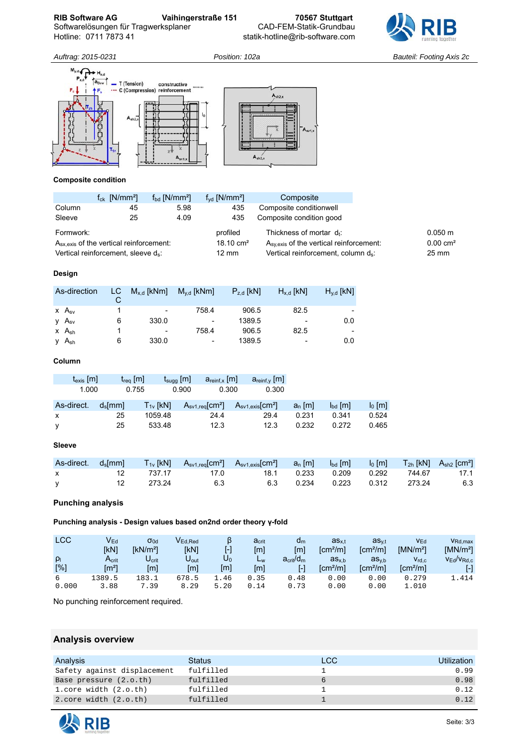Auftrag: 2015-0231 Position: 102a Bauteil: Footing Axis 2c

$M_{y,d}$ $H_{x,d}$ $P_{z,d}$ $a_{Bew}$ — T (Tension) ··· C (Compression) constructive reinforcement $F_c$ $F_s$ $T_{2h}$ $T_{1v}$ z x $A_{sh2,x}$ $l_0$ $A_{sv1,x}$ $A_{sh2,x}$ $A_{sv1,x}$ $A_{sh2,x}$ z y x

**Composite condition**

| | $f_{ck}$ [N/mm²] | $f_{bd}$ [N/mm²] | $f_{yd}$ [N/mm²] | Composite |
|---|---|---|---|---|
| Column | 45 | 5.98 | 435 | Composite conditionwell |
| Sleeve | 25 | 4.09 | 435 | Composite condition good |

| | | | |
|---|---|---|---|
| Formwork: | profiled | Thickness of mortar $d_f$: | 0.050 m |
| $A_{sx,exis}$ of the vertical reinforcement: | 18.10 cm² | $A_{sy,exis}$ of the vertical reinforcement: | 0.00 cm² |
| Vertical reinforcement, sleeve $d_s$: | 12 mm | Vertical reinforcement, column $d_s$: | 25 mm |

**Design**

| As-direction | LCC | $M_{x,d}$ [kNm] | $M_{y,d}$ [kNm] | $P_{z,d}$ [kN] | $H_{x,d}$ [kN] | $H_{y,d}$ [kN] |
|---|---|---|---|---|---|---|
| x $A_{sv}$ | 1 | - | 758.4 | 906.5 | 82.5 | - |
| y $A_{sv}$ | 6 | 330.0 | - | 1389.5 | - | 0.0 |
| x $A_{sh}$ | 1 | - | 758.4 | 906.5 | 82.5 | - |
| y $A_{sh}$ | 6 | 330.0 | - | 1389.5 | - | 0.0 |

**Column**

| $t_{exis}$ [m] | $t_{req}$ [m] | $t_{sugg}$ [m] | $a_{reinf,x}$ [m] | $a_{reinf,y}$ [m] |
|---|---|---|---|---|
| 1.000 | 0.755 | 0.900 | 0.300 | 0.300 |

| As-direct. | $d_s$[mm] | $T_{1v}$ [kN] | $A_{sv1,req}$[cm²] | $A_{sv1,exis}$[cm²] | $a_n$ [m] | $l_{bd}$ [m] | $l_0$ [m] |
|---|---|---|---|---|---|---|---|
| x | 25 | 1059.48 | 24.4 | 29.4 | 0.231 | 0.341 | 0.524 |
| y | 25 | 533.48 | 12.3 | 12.3 | 0.232 | 0.272 | 0.465 |

**Sleeve**

| As-direct. | $d_s$[mm] | $T_{1v}$ [kN] | $A_{sv1,req}$[cm²] | $A_{sv1,exis}$[cm²] | $a_n$ [m] | $l_{bd}$ [m] | $l_0$ [m] | $T_{2h}$ [kN] | $A_{sh2}$ [cm²] |
|---|---|---|---|---|---|---|---|---|---|
| x | 12 | 737.17 | 17.0 | 18.1 | 0.233 | 0.209 | 0.292 | 744.67 | 17.1 |
| y | 12 | 273.24 | 6.3 | 6.3 | 0.234 | 0.223 | 0.312 | 273.24 | 6.3 |

**Punching analysis**

**Punching analysis - Design values based on2nd order theory γ-fold**

| LCC<br>$\rho_l$ [%] | $V_{Ed}$ [kN]<br>$A_{crit}$ [m²] | $\sigma_{0d}$ [kN/m²]<br>$U_{crit}$ [m] | $V_{Ed,Red}$ [kN]<br>$U_{out}$ [m] | β [-]<br>$U_0$ [m] | $a_{crit}$ [m]<br>$L_w$ [m] | $d_m$ [m]<br>$a_{crit}/d_m$ [-] | $as_{x,t}$ [cm²/m]<br>$as_{x,b}$ [cm²/m] | $as_{y,t}$ [cm²/m]<br>$as_{y,b}$ [cm²/m] | $v_{Ed}$ [MN/m²]<br>$v_{Rd,c}$ [cm²/m] | $v_{Rd,max}$ [MN/m²]<br>$v_{Ed}/v_{Rd,c}$ [-] |
|---|---|---|---|---|---|---|---|---|---|---|
| 6<br>0.000 | 1389.5<br>3.88 | 183.1<br>7.39 | 678.5<br>8.29 | 1.46<br>5.20 | 0.35<br>0.14 | 0.48<br>0.73 | 0.00<br>0.00 | 0.00<br>0.00 | 0.279<br>1.010 | 1.414 |

No punching reinforcement required.

## Analysis overview

| Analysis | Status | LCC | Utilization |
|---|---|---|---|
| Safety against displacement | fulfilled | 1 | 0.99 |
| Base pressure (2.o.th) | fulfilled | 6 | 0.98 |
| 1.core width (2.o.th) | fulfilled | 1 | 0.12 |
| 2.core width (2.o.th) | fulfilled | 1 | 0.12 |